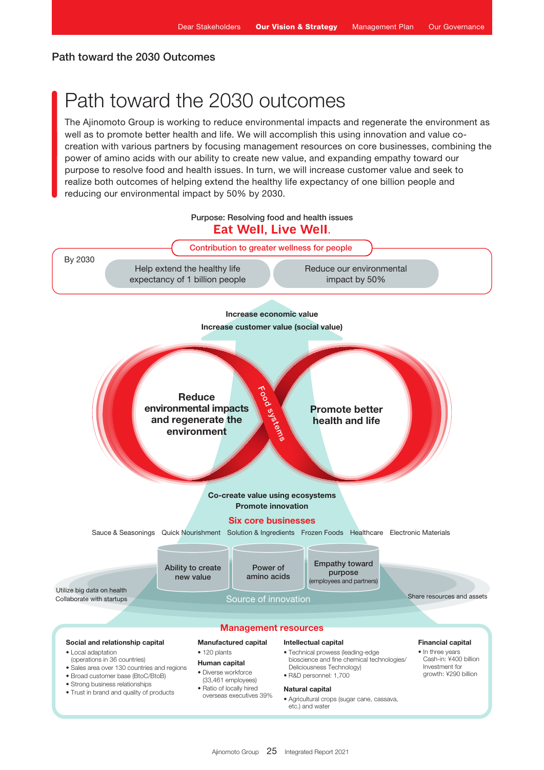## Path toward the 2030 Outcomes

# Path toward the 2030 outcomes

The Ajinomoto Group is working to reduce environmental impacts and regenerate the environment as well as to promote better health and life. We will accomplish this using innovation and value co-creation with various partners by focusing management resources on core businesses, combining the power of amino acids with our ability to create new value, and expanding empathy toward our purpose to resolve food and health issues. In turn, we will increase customer value and seek to realize both outcomes of helping extend the healthy life expectancy of one billion people and reducing our environmental impact by 50% by 2030.

Purpose: Resolving food and health issues

**Eat Well, Live Well.**

**Contribution to greater wellness for people**

By 2030

- Help extend the healthy life expectancy of 1 billion people
- Reduce our environmental impact by 50%

**Increase economic value**

**Increase customer value (social value)**

**Reduce environmental impacts and regenerate the environment**

Food systems

**Promote better health and life**

**Co-create value using ecosystems**

**Promote innovation**

**Six core businesses**

Sauce & Seasonings | Quick Nourishment | Solution & Ingredients | Frozen Foods | Healthcare | Electronic Materials

- Ability to create new value
- Power of amino acids
- Empathy toward purpose (employees and partners)

Utilize big data on health
Collaborate with startups

Source of innovation

Share resources and assets

**Management resources**

**Social and relationship capital**
- Local adaptation (operations in 36 countries)
- Sales area over 130 countries and regions
- Broad customer base (BtoC/BtoB)
- Strong business relationships
- Trust in brand and quality of products

**Manufactured capital**
- 120 plants

**Human capital**
- Diverse workforce (33,461 employees)
- Ratio of locally hired overseas executives 39%

**Intellectual capital**
- Technical prowess (leading-edge bioscience and fine chemical technologies/ Deliciousness Technology)
- R&D personnel: 1,700

**Natural capital**
- Agricultural crops (sugar cane, cassava, etc.) and water

**Financial capital**
- In three years
  Cash-in: ¥400 billion
  Investment for growth: ¥290 billion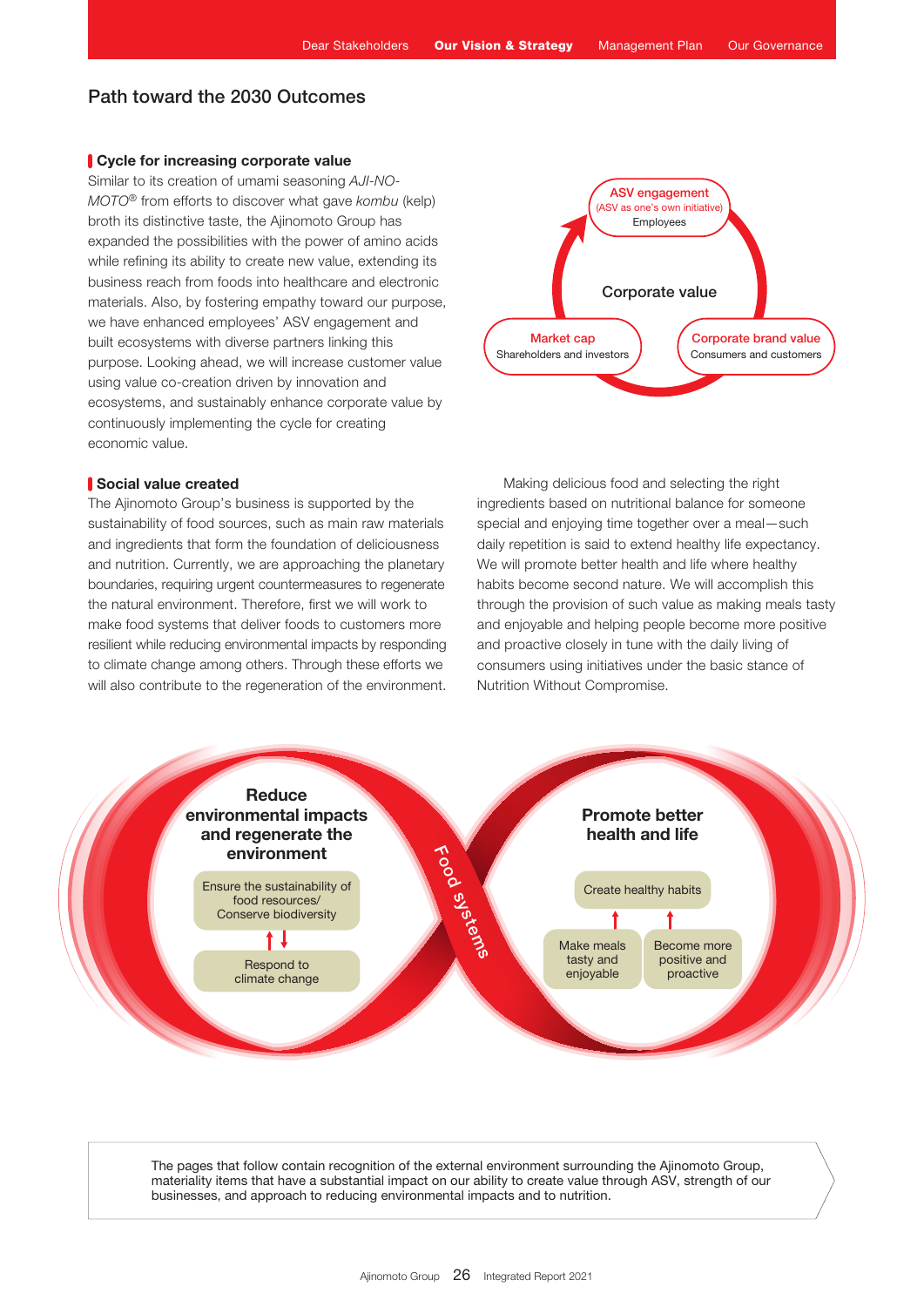# Path toward the 2030 Outcomes

## Cycle for increasing corporate value

Similar to its creation of umami seasoning *AJI-NO-MOTO*® from efforts to discover what gave *kombu* (kelp) broth its distinctive taste, the Ajinomoto Group has expanded the possibilities with the power of amino acids while refining its ability to create new value, extending its business reach from foods into healthcare and electronic materials. Also, by fostering empathy toward our purpose, we have enhanced employees' ASV engagement and built ecosystems with diverse partners linking this purpose. Looking ahead, we will increase customer value using value co-creation driven by innovation and ecosystems, and sustainably enhance corporate value by continuously implementing the cycle for creating economic value.

Corporate value

- **ASV engagement** (ASV as one's own initiative) — Employees
- **Corporate brand value** — Consumers and customers
- **Market cap** — Shareholders and investors

## Social value created

The Ajinomoto Group's business is supported by the sustainability of food sources, such as main raw materials and ingredients that form the foundation of deliciousness and nutrition. Currently, we are approaching the planetary boundaries, requiring urgent countermeasures to regenerate the natural environment. Therefore, first we will work to make food systems that deliver foods to customers more resilient while reducing environmental impacts by responding to climate change among others. Through these efforts we will also contribute to the regeneration of the environment.

Making delicious food and selecting the right ingredients based on nutritional balance for someone special and enjoying time together over a meal—such daily repetition is said to extend healthy life expectancy. We will promote better health and life where healthy habits become second nature. We will accomplish this through the provision of such value as making meals tasty and enjoyable and helping people become more positive and proactive closely in tune with the daily living of consumers using initiatives under the basic stance of Nutrition Without Compromise.

**Reduce environmental impacts and regenerate the environment**
- Ensure the sustainability of food resources/ Conserve biodiversity
- Respond to climate change

Food systems

**Promote better health and life**
- Create healthy habits
- Make meals tasty and enjoyable
- Become more positive and proactive

The pages that follow contain recognition of the external environment surrounding the Ajinomoto Group, materiality items that have a substantial impact on our ability to create value through ASV, strength of our businesses, and approach to reducing environmental impacts and to nutrition.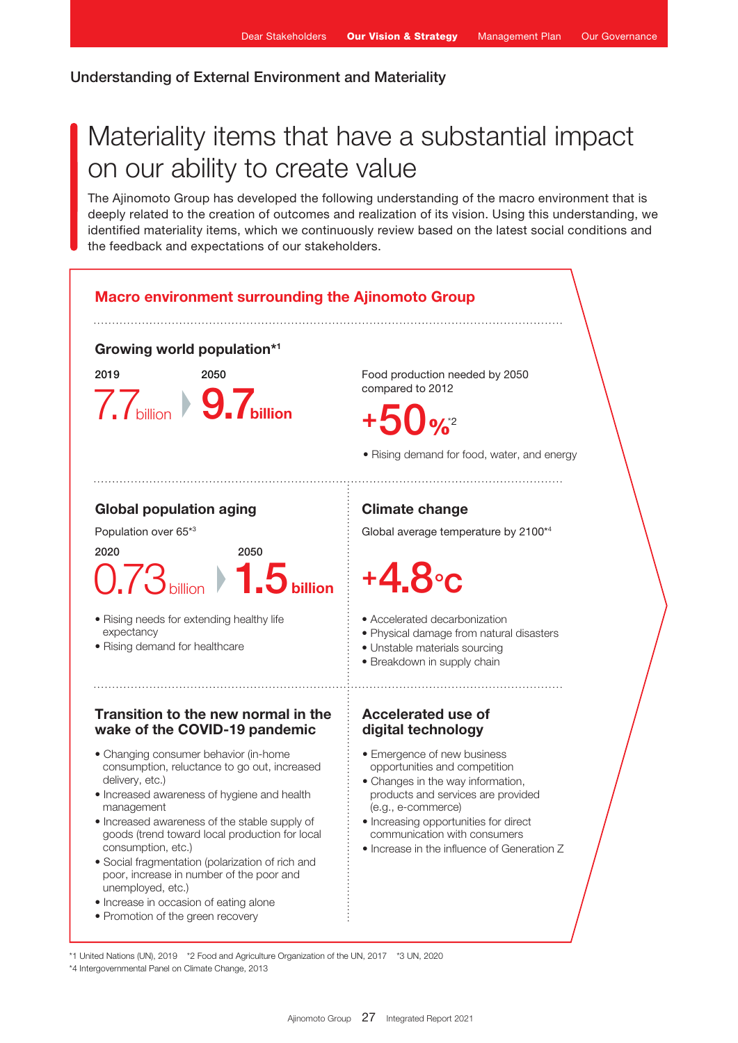## Understanding of External Environment and Materiality

# Materiality items that have a substantial impact on our ability to create value

The Ajinomoto Group has developed the following understanding of the macro environment that is deeply related to the creation of outcomes and realization of its vision. Using this understanding, we identified materiality items, which we continuously review based on the latest social conditions and the feedback and expectations of our stakeholders.

## Macro environment surrounding the Ajinomoto Group

### Growing world population*1

2019 **7.7** billion ▶ 2050 **9.7** billion

Food production needed by 2050 compared to 2012

**+50%***2

- Rising demand for food, water, and energy

### Global population aging

Population over 65*3

2020 **0.73** billion ▶ 2050 **1.5** billion

- Rising needs for extending healthy life expectancy
- Rising demand for healthcare

### Climate change

Global average temperature by 2100*4

**+4.8°C**

- Accelerated decarbonization
- Physical damage from natural disasters
- Unstable materials sourcing
- Breakdown in supply chain

### Transition to the new normal in the wake of the COVID-19 pandemic

- Changing consumer behavior (in-home consumption, reluctance to go out, increased delivery, etc.)
- Increased awareness of hygiene and health management
- Increased awareness of the stable supply of goods (trend toward local production for local consumption, etc.)
- Social fragmentation (polarization of rich and poor, increase in number of the poor and unemployed, etc.)
- Increase in occasion of eating alone
- Promotion of the green recovery

### Accelerated use of digital technology

- Emergence of new business opportunities and competition
- Changes in the way information, products and services are provided (e.g., e-commerce)
- Increasing opportunities for direct communication with consumers
- Increase in the influence of Generation Z

*1 United Nations (UN), 2019 *2 Food and Agriculture Organization of the UN, 2017 *3 UN, 2020
*4 Intergovernmental Panel on Climate Change, 2013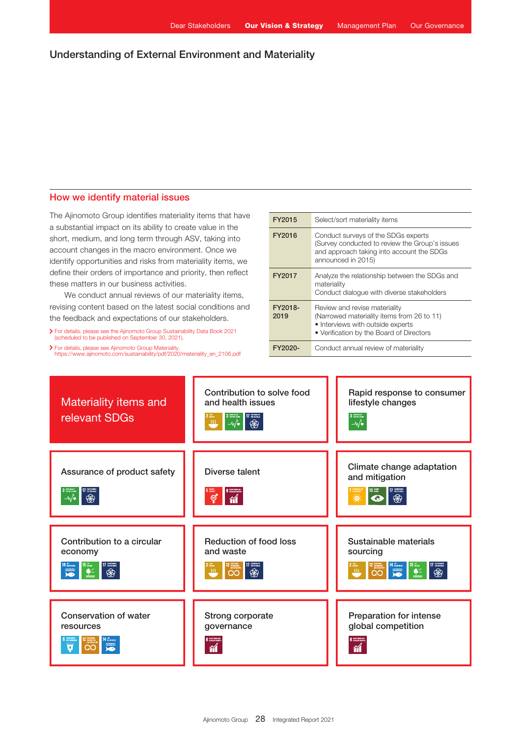# Understanding of External Environment and Materiality

## How we identify material issues

The Ajinomoto Group identifies materiality items that have a substantial impact on its ability to create value in the short, medium, and long term through ASV, taking into account changes in the macro environment. Once we identify opportunities and risks from materiality items, we define their orders of importance and priority, then reflect these matters in our business activities.

We conduct annual reviews of our materiality items, revising content based on the latest social conditions and the feedback and expectations of our stakeholders.

> For details, please see the Ajinomoto Group Sustainability Data Book 2021 (scheduled to be published on September 30, 2021).

> For details, please see Ajinomoto Group Materiality. https://www.ajinomoto.com/sustainability/pdf/2020/materiality_en_2106.pdf

| | |
|---|---|
| **FY2015** | Select/sort materiality items |
| **FY2016** | Conduct surveys of the SDGs experts (Survey conducted to review the Group's issues and approach taking into account the SDGs announced in 2015) |
| **FY2017** | Analyze the relationship between the SDGs and materiality<br>Conduct dialogue with diverse stakeholders |
| **FY2018-2019** | Review and revise materiality (Narrowed materiality items from 26 to 11)<br>• Interviews with outside experts<br>• Verification by the Board of Directors |
| **FY2020-** | Conduct annual review of materiality |

## Materiality items and relevant SDGs

- **Contribution to solve food and health issues** — SDGs 2, 3, 17
- **Rapid response to consumer lifestyle changes** — SDG 3
- **Assurance of product safety** — SDGs 3, 17
- **Diverse talent** — SDGs 5, 8
- **Climate change adaptation and mitigation** — SDGs 7, 13, 17
- **Contribution to a circular economy** — SDGs 14, 15, 17
- **Reduction of food loss and waste** — SDGs 2, 12, 17
- **Sustainable materials sourcing** — SDGs 2, 12, 14, 15, 17
- **Conservation of water resources** — SDGs 6, 12, 14
- **Strong corporate governance** — SDG 8
- **Preparation for intense global competition** — SDG 8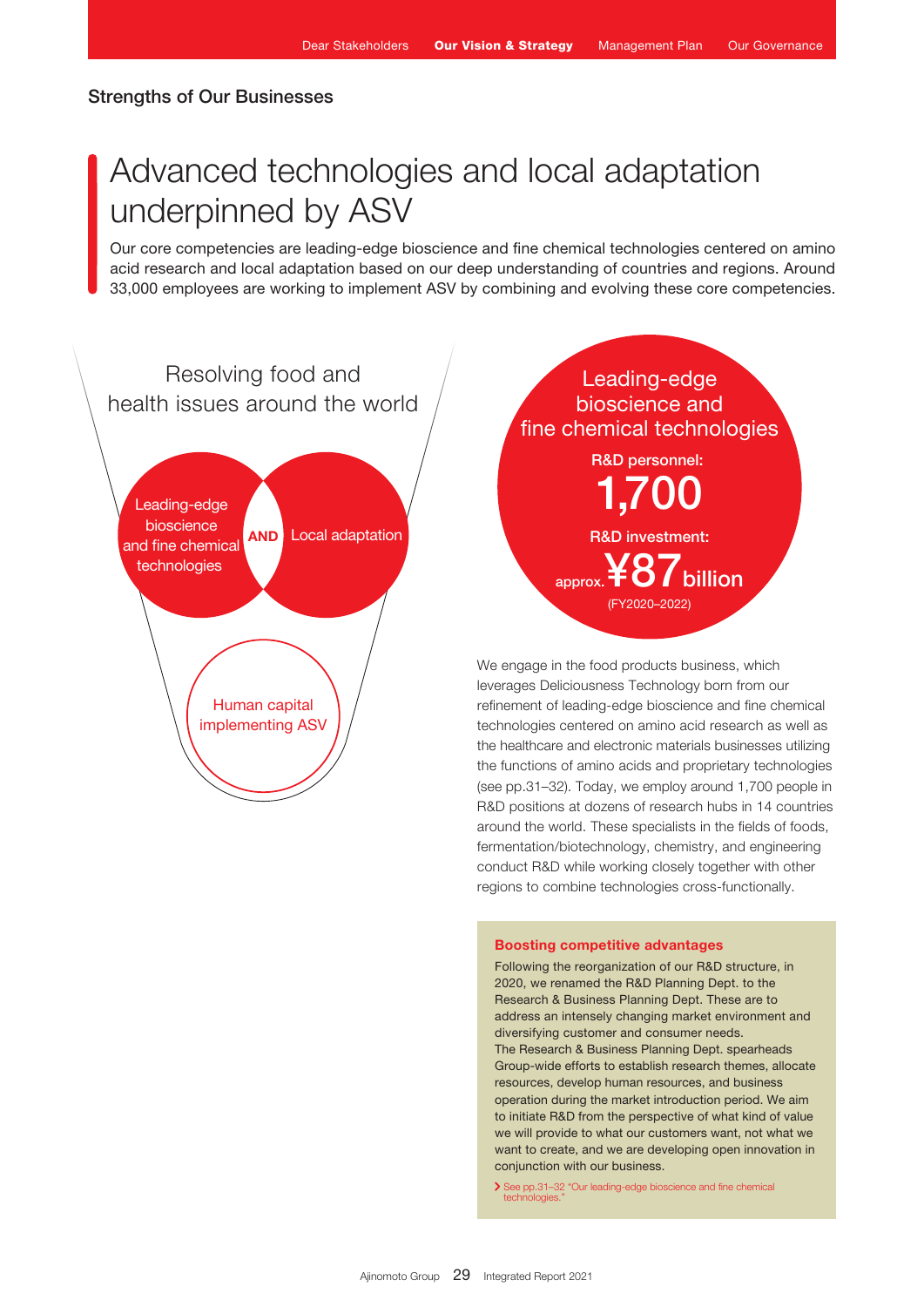## Strengths of Our Businesses

# Advanced technologies and local adaptation underpinned by ASV

Our core competencies are leading-edge bioscience and fine chemical technologies centered on amino acid research and local adaptation based on our deep understanding of countries and regions. Around 33,000 employees are working to implement ASV by combining and evolving these core competencies.

Resolving food and health issues around the world

Leading-edge bioscience and fine chemical technologies **AND** Local adaptation

Human capital implementing ASV

Leading-edge bioscience and fine chemical technologies

**R&D personnel:**

**1,700**

**R&D investment:**

approx. **¥87 billion**

(FY2020–2022)

We engage in the food products business, which leverages Deliciousness Technology born from our refinement of leading-edge bioscience and fine chemical technologies centered on amino acid research as well as the healthcare and electronic materials businesses utilizing the functions of amino acids and proprietary technologies (see pp.31–32). Today, we employ around 1,700 people in R&D positions at dozens of research hubs in 14 countries around the world. These specialists in the fields of foods, fermentation/biotechnology, chemistry, and engineering conduct R&D while working closely together with other regions to combine technologies cross-functionally.

### Boosting competitive advantages

Following the reorganization of our R&D structure, in 2020, we renamed the R&D Planning Dept. to the Research & Business Planning Dept. These are to address an intensely changing market environment and diversifying customer and consumer needs.
The Research & Business Planning Dept. spearheads Group-wide efforts to establish research themes, allocate resources, develop human resources, and business operation during the market introduction period. We aim to initiate R&D from the perspective of what kind of value we will provide to what our customers want, not what we want to create, and we are developing open innovation in conjunction with our business.

> See pp.31–32 "Our leading-edge bioscience and fine chemical technologies."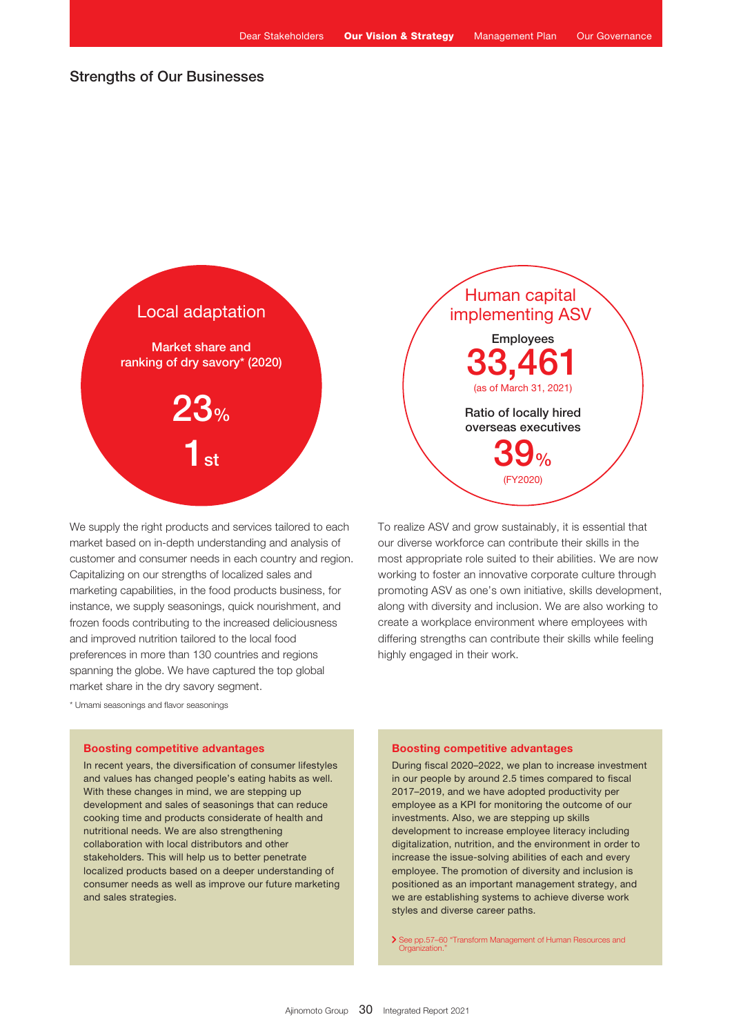## Strengths of Our Businesses

### Local adaptation

**Market share and ranking of dry savory* (2020)**

**23%**

**1st**

We supply the right products and services tailored to each market based on in-depth understanding and analysis of customer and consumer needs in each country and region. Capitalizing on our strengths of localized sales and marketing capabilities, in the food products business, for instance, we supply seasonings, quick nourishment, and frozen foods contributing to the increased deliciousness and improved nutrition tailored to the local food preferences in more than 130 countries and regions spanning the globe. We have captured the top global market share in the dry savory segment.

* Umami seasonings and flavor seasonings

#### Boosting competitive advantages

In recent years, the diversification of consumer lifestyles and values has changed people's eating habits as well. With these changes in mind, we are stepping up development and sales of seasonings that can reduce cooking time and products considerate of health and nutritional needs. We are also strengthening collaboration with local distributors and other stakeholders. This will help us to better penetrate localized products based on a deeper understanding of consumer needs as well as improve our future marketing and sales strategies.

### Human capital implementing ASV

**Employees**

**33,461**

(as of March 31, 2021)

**Ratio of locally hired overseas executives**

**39%**

(FY2020)

To realize ASV and grow sustainably, it is essential that our diverse workforce can contribute their skills in the most appropriate role suited to their abilities. We are now working to foster an innovative corporate culture through promoting ASV as one's own initiative, skills development, along with diversity and inclusion. We are also working to create a workplace environment where employees with differing strengths can contribute their skills while feeling highly engaged in their work.

#### Boosting competitive advantages

During fiscal 2020–2022, we plan to increase investment in our people by around 2.5 times compared to fiscal 2017–2019, and we have adopted productivity per employee as a KPI for monitoring the outcome of our investments. Also, we are stepping up skills development to increase employee literacy including digitalization, nutrition, and the environment in order to increase the issue-solving abilities of each and every employee. The promotion of diversity and inclusion is positioned as an important management strategy, and we are establishing systems to achieve diverse work styles and diverse career paths.

> See pp.57–60 "Transform Management of Human Resources and Organization."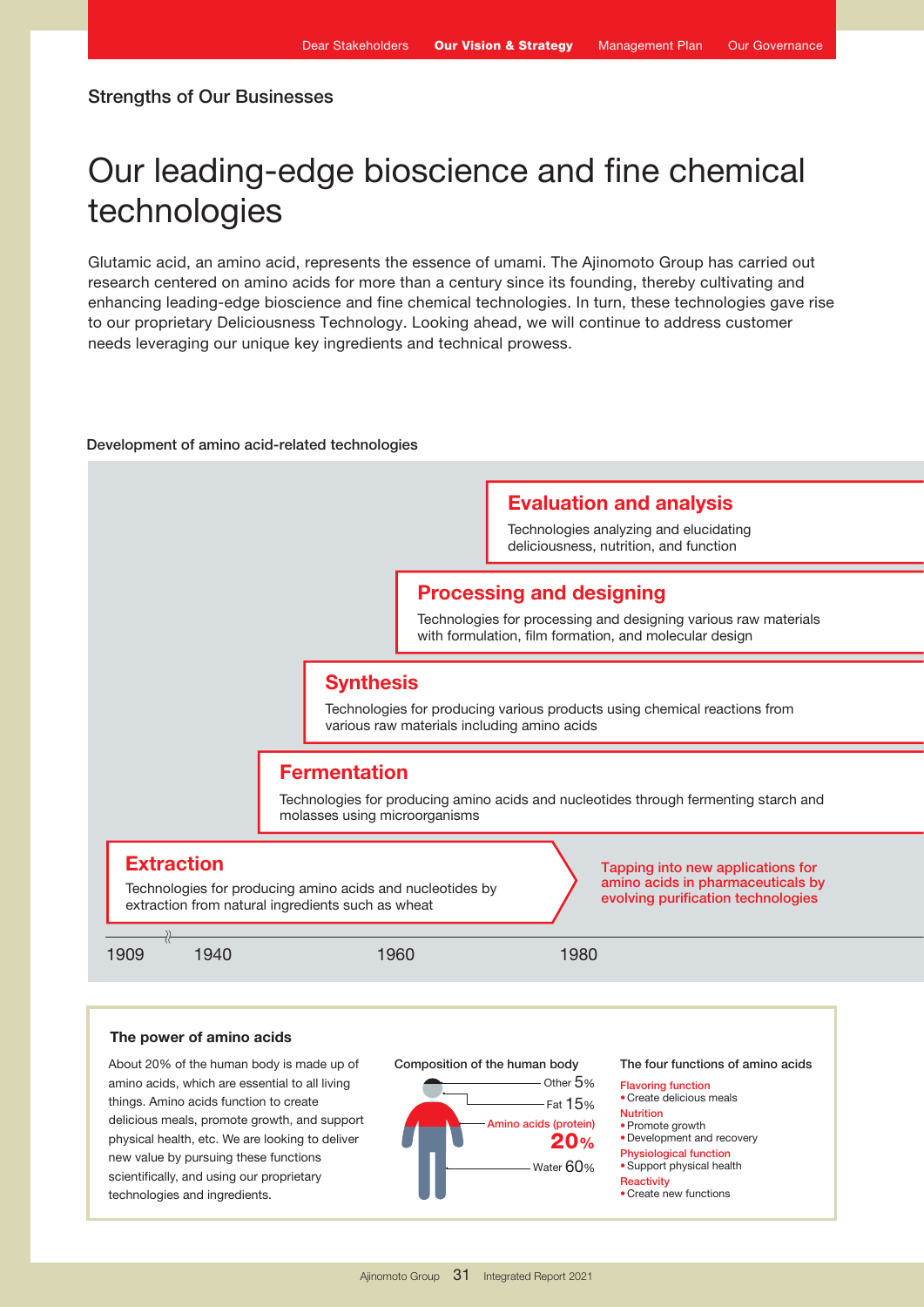Strengths of Our Businesses

# Our leading-edge bioscience and fine chemical technologies

Glutamic acid, an amino acid, represents the essence of umami. The Ajinomoto Group has carried out research centered on amino acids for more than a century since its founding, thereby cultivating and enhancing leading-edge bioscience and fine chemical technologies. In turn, these technologies gave rise to our proprietary Deliciousness Technology. Looking ahead, we will continue to address customer needs leveraging our unique key ingredients and technical prowess.

## Development of amino acid-related technologies

### Evaluation and analysis

Technologies analyzing and elucidating deliciousness, nutrition, and function

### Processing and designing

Technologies for processing and designing various raw materials with formulation, film formation, and molecular design

### Synthesis

Technologies for producing various products using chemical reactions from various raw materials including amino acids

### Fermentation

Technologies for producing amino acids and nucleotides through fermenting starch and molasses using microorganisms

### Extraction

Technologies for producing amino acids and nucleotides by extraction from natural ingredients such as wheat

Tapping into new applications for amino acids in pharmaceuticals by evolving purification technologies

1909 1940 1960 1980

## The power of amino acids

About 20% of the human body is made up of amino acids, which are essential to all living things. Amino acids function to create delicious meals, promote growth, and support physical health, etc. We are looking to deliver new value by pursuing these functions scientifically, and using our proprietary technologies and ingredients.

**Composition of the human body**

- Other 5%
- Fat 15%
- Amino acids (protein) 20%
- Water 60%

**The four functions of amino acids**

**Flavoring function**
- Create delicious meals

**Nutrition**
- Promote growth
- Development and recovery

**Physiological function**
- Support physical health

**Reactivity**
- Create new functions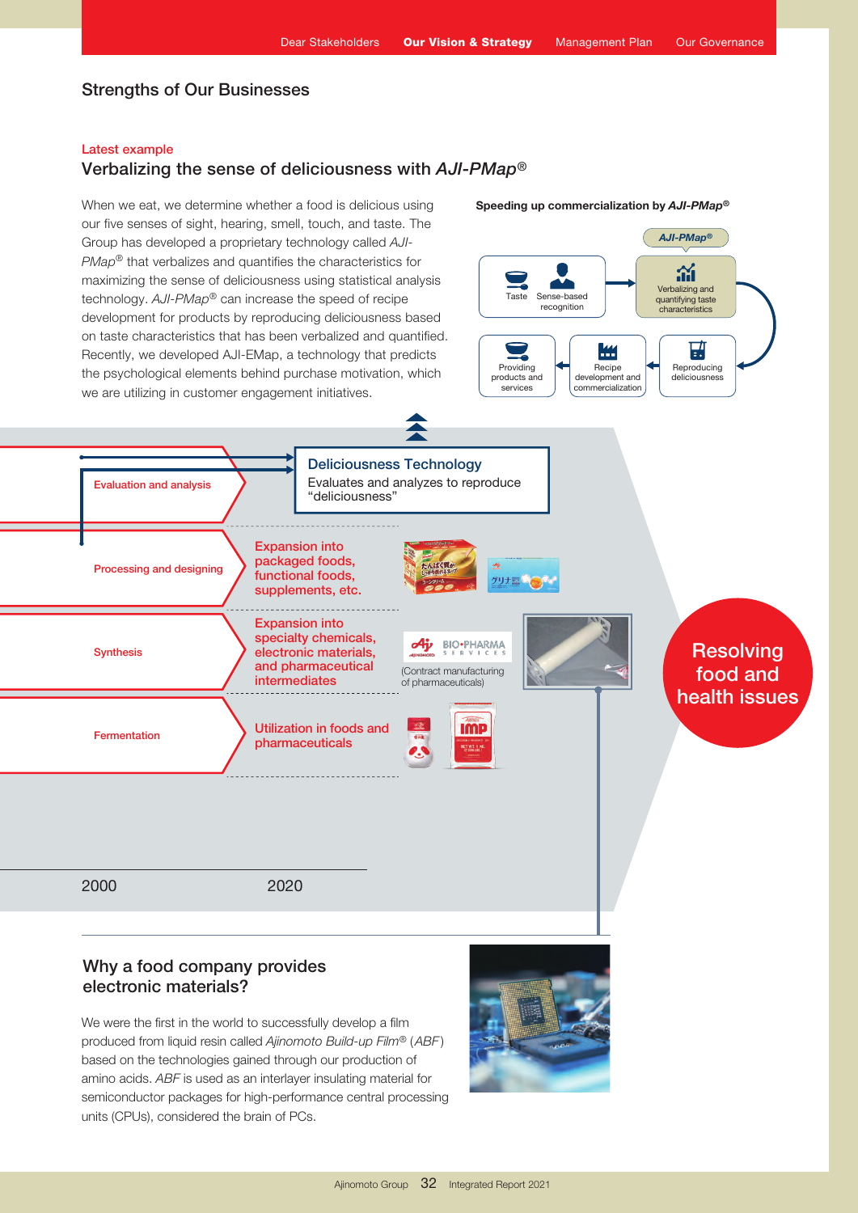## Strengths of Our Businesses

Latest example

### Verbalizing the sense of deliciousness with *AJI-PMap*®

When we eat, we determine whether a food is delicious using our five senses of sight, hearing, smell, touch, and taste. The Group has developed a proprietary technology called *AJI-PMap*® that verbalizes and quantifies the characteristics for maximizing the sense of deliciousness using statistical analysis technology. *AJI-PMap*® can increase the speed of recipe development for products by reproducing deliciousness based on taste characteristics that has been verbalized and quantified. Recently, we developed AJI-EMap, a technology that predicts the psychological elements behind purchase motivation, which we are utilizing in customer engagement initiatives.

**Speeding up commercialization by *AJI-PMap*®**

*AJI-PMap*®

Taste → Sense-based recognition → Verbalizing and quantifying taste characteristics → Reproducing deliciousness → Recipe development and commercialization → Providing products and services

**Deliciousness Technology**
Evaluates and analyzes to reproduce "deliciousness"

- Evaluation and analysis
- Processing and designing — Expansion into packaged foods, functional foods, supplements, etc.
- Synthesis — Expansion into specialty chemicals, electronic materials, and pharmaceutical intermediates
  (Contract manufacturing of pharmaceuticals)
- Fermentation — Utilization in foods and pharmaceuticals

2000 2020

Resolving food and health issues

### Why a food company provides electronic materials?

We were the first in the world to successfully develop a film produced from liquid resin called *Ajinomoto Build-up Film*® (*ABF*) based on the technologies gained through our production of amino acids. *ABF* is used as an interlayer insulating material for semiconductor packages for high-performance central processing units (CPUs), considered the brain of PCs.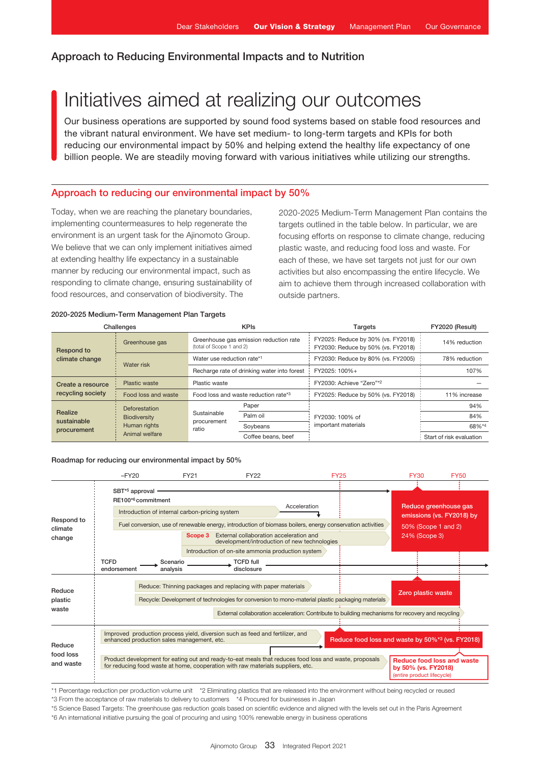## Approach to Reducing Environmental Impacts and to Nutrition

# Initiatives aimed at realizing our outcomes

Our business operations are supported by sound food systems based on stable food resources and the vibrant natural environment. We have set medium- to long-term targets and KPIs for both reducing our environmental impact by 50% and helping extend the healthy life expectancy of one billion people. We are steadily moving forward with various initiatives while utilizing our strengths.

## Approach to reducing our environmental impact by 50%

Today, when we are reaching the planetary boundaries, implementing countermeasures to help regenerate the environment is an urgent task for the Ajinomoto Group. We believe that we can only implement initiatives aimed at extending healthy life expectancy in a sustainable manner by reducing our environmental impact, such as responding to climate change, ensuring sustainability of food resources, and conservation of biodiversity. The 2020-2025 Medium-Term Management Plan contains the targets outlined in the table below. In particular, we are focusing efforts on response to climate change, reducing plastic waste, and reducing food loss and waste. For each of these, we have set targets not just for our own activities but also encompassing the entire lifecycle. We aim to achieve them through increased collaboration with outside partners.

**2020-2025 Medium-Term Management Plan Targets**

| Challenges | | KPIs | | Targets | FY2020 (Result) |
|---|---|---|---|---|---|
| Respond to climate change | Greenhouse gas | Greenhouse gas emission reduction rate (total of Scope 1 and 2) | | FY2025: Reduce by 30% (vs. FY2018)<br>FY2030: Reduce by 50% (vs. FY2018) | 14% reduction |
| | Water risk | Water use reduction rate*1 | | FY2030: Reduce by 80% (vs. FY2005) | 78% reduction |
| | | Recharge rate of drinking water into forest | | FY2025: 100%+ | 107% |
| Create a resource recycling society | Plastic waste | Plastic waste | | FY2030: Achieve "Zero"*2 | — |
| | Food loss and waste | Food loss and waste reduction rate*3 | | FY2025: Reduce by 50% (vs. FY2018) | 11% increase |
| Realize sustainable procurement | Deforestation<br>Biodiversity<br>Human rights<br>Animal welfare | Sustainable procurement ratio | Paper | FY2030: 100% of important materials | 94% |
| | | | Palm oil | | 84% |
| | | | Soybeans | | 68%*4 |
| | | | Coffee beans, beef | | Start of risk evaluation |

**Roadmap for reducing our environmental impact by 50%**

Timeline: –FY20, FY21, FY22, FY25, FY30, FY50

**Respond to climate change**
- SBT*5 approval
- RE100*6 commitment
- Introduction of internal carbon-pricing system → Acceleration
- Fuel conversion, use of renewable energy, introduction of biomass boilers, energy conservation activities
- Scope 3: External collaboration acceleration and development/introduction of new technologies
- Introduction of on-site ammonia production system
- TCFD endorsement → Scenario analysis → TCFD full disclosure
- Target (FY30): Reduce greenhouse gas emissions (vs. FY2018) by 50% (Scope 1 and 2), 24% (Scope 3)

**Reduce plastic waste**
- Reduce: Thinning packages and replacing with paper materials
- Recycle: Development of technologies for conversion to mono-material plastic packaging materials
- External collaboration acceleration: Contribute to building mechanisms for recovery and recycling
- Target (FY30): Zero plastic waste

**Reduce food loss and waste**
- Improved production process yield, diversion such as feed and fertilizer, and enhanced production sales management, etc.
- Product development for eating out and ready-to-eat meals that reduces food loss and waste, proposals for reducing food waste at home, cooperation with raw materials suppliers, etc.
- Target (FY25): Reduce food loss and waste by 50%*3 (vs. FY2018)
- Target (FY50): Reduce food loss and waste by 50% (vs. FY2018) (entire product lifecycle)

*1 Percentage reduction per production volume unit *2 Eliminating plastics that are released into the environment without being recycled or reused
*3 From the acceptance of raw materials to delivery to customers *4 Procured for businesses in Japan
*5 Science Based Targets: The greenhouse gas reduction goals based on scientific evidence and aligned with the levels set out in the Paris Agreement
*6 An international initiative pursuing the goal of procuring and using 100% renewable energy in business operations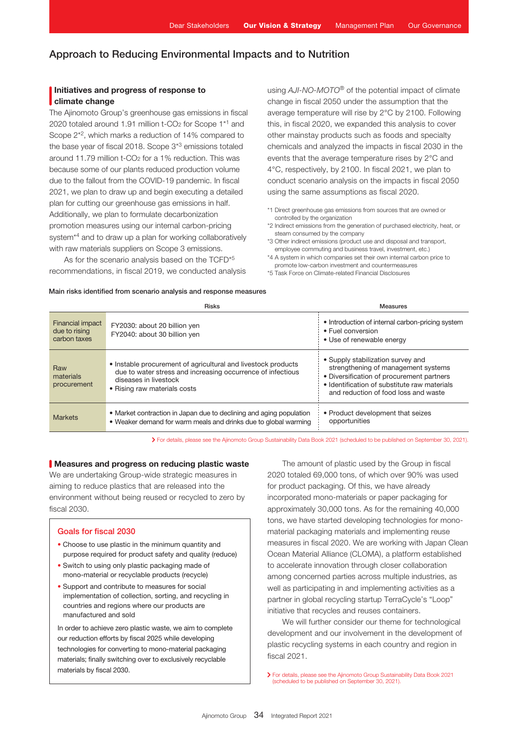# Approach to Reducing Environmental Impacts and to Nutrition

## Initiatives and progress of response to climate change

The Ajinomoto Group's greenhouse gas emissions in fiscal 2020 totaled around 1.91 million t-$CO_2$ for Scope 1[*1] and Scope 2[*2], which marks a reduction of 14% compared to the base year of fiscal 2018. Scope 3[*3] emissions totaled around 11.79 million t-$CO_2$ for a 1% reduction. This was because some of our plants reduced production volume due to the fallout from the COVID-19 pandemic. In fiscal 2021, we plan to draw up and begin executing a detailed plan for cutting our greenhouse gas emissions in half. Additionally, we plan to formulate decarbonization promotion measures using our internal carbon-pricing system[*4] and to draw up a plan for working collaboratively with raw materials suppliers on Scope 3 emissions.

As for the scenario analysis based on the TCFD[*5] recommendations, in fiscal 2019, we conducted analysis using *AJI-NO-MOTO*® of the potential impact of climate change in fiscal 2050 under the assumption that the average temperature will rise by 2°C by 2100. Following this, in fiscal 2020, we expanded this analysis to cover other mainstay products such as foods and specialty chemicals and analyzed the impacts in fiscal 2030 in the events that the average temperature rises by 2°C and 4°C, respectively, by 2100. In fiscal 2021, we plan to conduct scenario analysis on the impacts in fiscal 2050 using the same assumptions as fiscal 2020.

*1 Direct greenhouse gas emissions from sources that are owned or controlled by the organization
*2 Indirect emissions from the generation of purchased electricity, heat, or steam consumed by the company
*3 Other indirect emissions (product use and disposal and transport, employee commuting and business travel, investment, etc.)
*4 A system in which companies set their own internal carbon price to promote low-carbon investment and countermeasures
*5 Task Force on Climate-related Financial Disclosures

**Main risks identified from scenario analysis and response measures**

| | Risks | Measures |
|---|---|---|
| Financial impact due to rising carbon taxes | FY2030: about 20 billion yen<br>FY2040: about 30 billion yen | • Introduction of internal carbon-pricing system<br>• Fuel conversion<br>• Use of renewable energy |
| Raw materials procurement | • Instable procurement of agricultural and livestock products due to water stress and increasing occurrence of infectious diseases in livestock<br>• Rising raw materials costs | • Supply stabilization survey and strengthening of management systems<br>• Diversification of procurement partners<br>• Identification of substitute raw materials and reduction of food loss and waste |
| Markets | • Market contraction in Japan due to declining and aging population<br>• Weaker demand for warm meals and drinks due to global warming | • Product development that seizes opportunities |

> For details, please see the Ajinomoto Group Sustainability Data Book 2021 (scheduled to be published on September 30, 2021).

## Measures and progress on reducing plastic waste

We are undertaking Group-wide strategic measures in aiming to reduce plastics that are released into the environment without being reused or recycled to zero by fiscal 2030.

### Goals for fiscal 2030

- Choose to use plastic in the minimum quantity and purpose required for product safety and quality (reduce)
- Switch to using only plastic packaging made of mono-material or recyclable products (recycle)
- Support and contribute to measures for social implementation of collection, sorting, and recycling in countries and regions where our products are manufactured and sold

In order to achieve zero plastic waste, we aim to complete our reduction efforts by fiscal 2025 while developing technologies for converting to mono-material packaging materials; finally switching over to exclusively recyclable materials by fiscal 2030.

The amount of plastic used by the Group in fiscal 2020 totaled 69,000 tons, of which over 90% was used for product packaging. Of this, we have already incorporated mono-materials or paper packaging for approximately 30,000 tons. As for the remaining 40,000 tons, we have started developing technologies for mono-material packaging materials and implementing reuse measures in fiscal 2020. We are working with Japan Clean Ocean Material Alliance (CLOMA), a platform established to accelerate innovation through closer collaboration among concerned parties across multiple industries, as well as participating in and implementing activities as a partner in global recycling startup TerraCycle's "Loop" initiative that recycles and reuses containers.

We will further consider our theme for technological development and our involvement in the development of plastic recycling systems in each country and region in fiscal 2021.

> For details, please see the Ajinomoto Group Sustainability Data Book 2021 (scheduled to be published on September 30, 2021).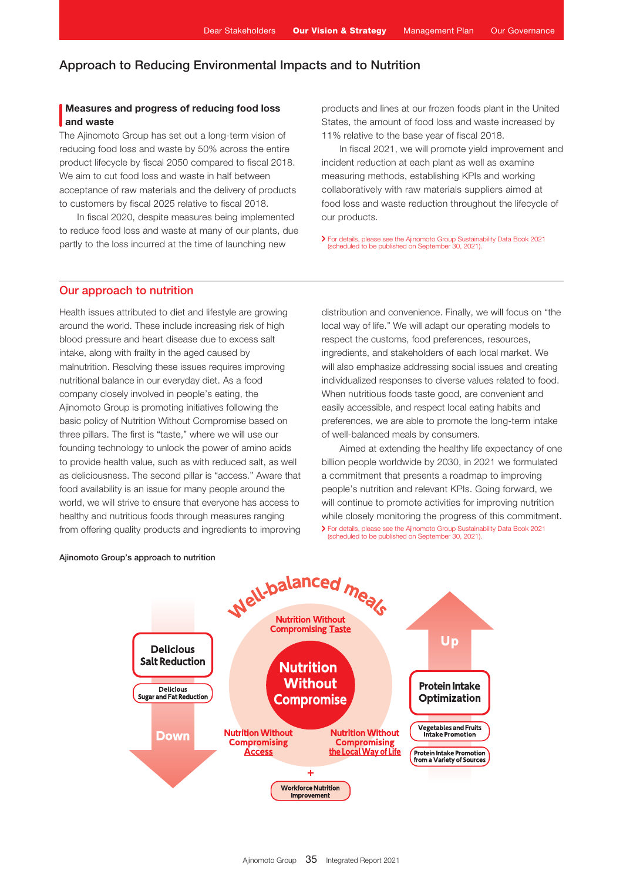## Approach to Reducing Environmental Impacts and to Nutrition

### Measures and progress of reducing food loss and waste

The Ajinomoto Group has set out a long-term vision of reducing food loss and waste by 50% across the entire product lifecycle by fiscal 2050 compared to fiscal 2018. We aim to cut food loss and waste in half between acceptance of raw materials and the delivery of products to customers by fiscal 2025 relative to fiscal 2018.

In fiscal 2020, despite measures being implemented to reduce food loss and waste at many of our plants, due partly to the loss incurred at the time of launching new products and lines at our frozen foods plant in the United States, the amount of food loss and waste increased by 11% relative to the base year of fiscal 2018.

In fiscal 2021, we will promote yield improvement and incident reduction at each plant as well as examine measuring methods, establishing KPIs and working collaboratively with raw materials suppliers aimed at food loss and waste reduction throughout the lifecycle of our products.

> For details, please see the Ajinomoto Group Sustainability Data Book 2021 (scheduled to be published on September 30, 2021).

## Our approach to nutrition

Health issues attributed to diet and lifestyle are growing around the world. These include increasing risk of high blood pressure and heart disease due to excess salt intake, along with frailty in the aged caused by malnutrition. Resolving these issues requires improving nutritional balance in our everyday diet. As a food company closely involved in people's eating, the Ajinomoto Group is promoting initiatives following the basic policy of Nutrition Without Compromise based on three pillars. The first is "taste," where we will use our founding technology to unlock the power of amino acids to provide health value, such as with reduced salt, as well as deliciousness. The second pillar is "access." Aware that food availability is an issue for many people around the world, we will strive to ensure that everyone has access to healthy and nutritious foods through measures ranging from offering quality products and ingredients to improving distribution and convenience. Finally, we will focus on "the local way of life." We will adapt our operating models to respect the customs, food preferences, resources, ingredients, and stakeholders of each local market. We will also emphasize addressing social issues and creating individualized responses to diverse values related to food. When nutritious foods taste good, are convenient and easily accessible, and respect local eating habits and preferences, we are able to promote the long-term intake of well-balanced meals by consumers.

Aimed at extending the healthy life expectancy of one billion people worldwide by 2030, in 2021 we formulated a commitment that presents a roadmap to improving people's nutrition and relevant KPIs. Going forward, we will continue to promote activities for improving nutrition while closely monitoring the progress of this commitment.

> For details, please see the Ajinomoto Group Sustainability Data Book 2021 (scheduled to be published on September 30, 2021).

**Ajinomoto Group's approach to nutrition**

Well-balanced meals

Down:
- Delicious Salt Reduction
- Delicious Sugar and Fat Reduction

Nutrition Without Compromise:
- Nutrition Without Compromising Taste
- Nutrition Without Compromising Access
- Nutrition Without Compromising the Local Way of Life
- \+ Workforce Nutrition Improvement

Up:
- Protein Intake Optimization
- Vegetables and Fruits Intake Promotion
- Protein Intake Promotion from a Variety of Sources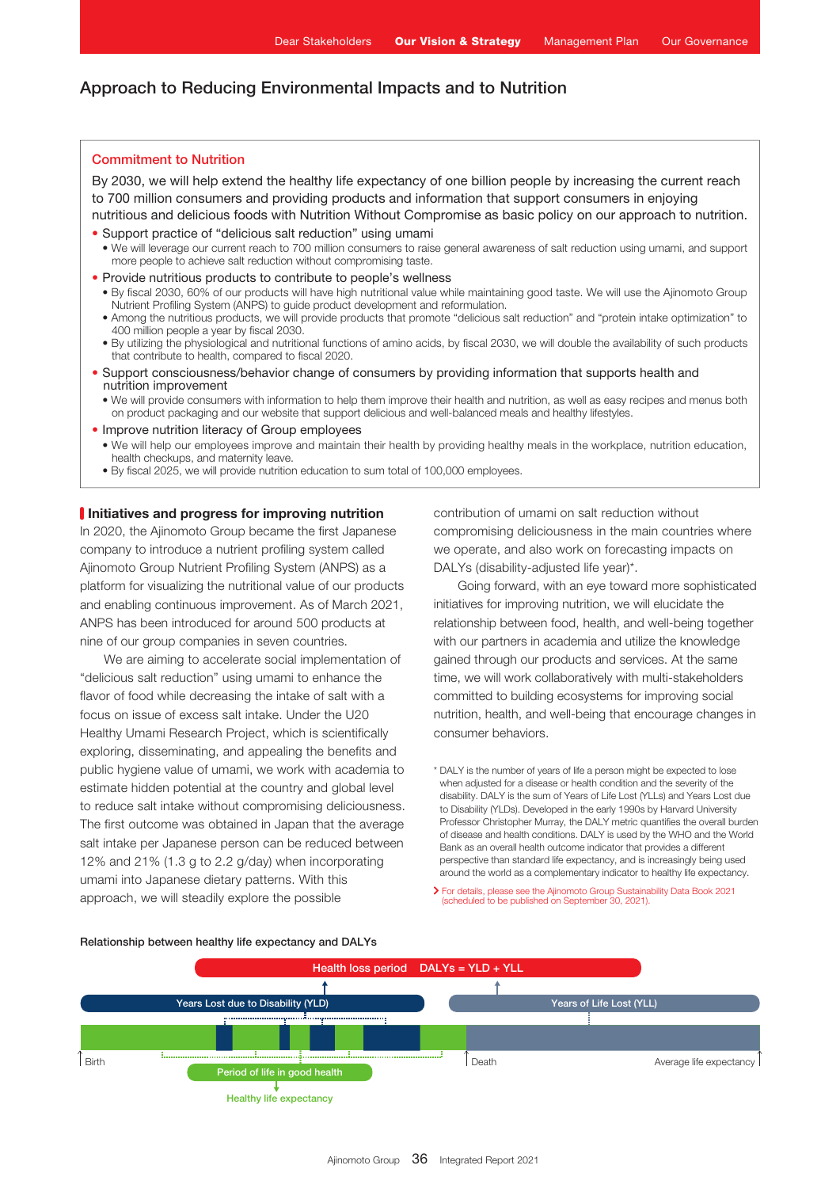# Approach to Reducing Environmental Impacts and to Nutrition

## Commitment to Nutrition

By 2030, we will help extend the healthy life expectancy of one billion people by increasing the current reach to 700 million consumers and providing products and information that support consumers in enjoying nutritious and delicious foods with Nutrition Without Compromise as basic policy on our approach to nutrition.

- Support practice of "delicious salt reduction" using umami
  - We will leverage our current reach to 700 million consumers to raise general awareness of salt reduction using umami, and support more people to achieve salt reduction without compromising taste.
- Provide nutritious products to contribute to people's wellness
  - By fiscal 2030, 60% of our products will have high nutritional value while maintaining good taste. We will use the Ajinomoto Group Nutrient Profiling System (ANPS) to guide product development and reformulation.
  - Among the nutritious products, we will provide products that promote "delicious salt reduction" and "protein intake optimization" to 400 million people a year by fiscal 2030.
  - By utilizing the physiological and nutritional functions of amino acids, by fiscal 2030, we will double the availability of such products that contribute to health, compared to fiscal 2020.
- Support consciousness/behavior change of consumers by providing information that supports health and nutrition improvement
  - We will provide consumers with information to help them improve their health and nutrition, as well as easy recipes and menus both on product packaging and our website that support delicious and well-balanced meals and healthy lifestyles.
- Improve nutrition literacy of Group employees
  - We will help our employees improve and maintain their health by providing healthy meals in the workplace, nutrition education, health checkups, and maternity leave.
  - By fiscal 2025, we will provide nutrition education to sum total of 100,000 employees.

### Initiatives and progress for improving nutrition

In 2020, the Ajinomoto Group became the first Japanese company to introduce a nutrient profiling system called Ajinomoto Group Nutrient Profiling System (ANPS) as a platform for visualizing the nutritional value of our products and enabling continuous improvement. As of March 2021, ANPS has been introduced for around 500 products at nine of our group companies in seven countries.

We are aiming to accelerate social implementation of "delicious salt reduction" using umami to enhance the flavor of food while decreasing the intake of salt with a focus on issue of excess salt intake. Under the U20 Healthy Umami Research Project, which is scientifically exploring, disseminating, and appealing the benefits and public hygiene value of umami, we work with academia to estimate hidden potential at the country and global level to reduce salt intake without compromising deliciousness. The first outcome was obtained in Japan that the average salt intake per Japanese person can be reduced between 12% and 21% (1.3 g to 2.2 g/day) when incorporating umami into Japanese dietary patterns. With this approach, we will steadily explore the possible contribution of umami on salt reduction without compromising deliciousness in the main countries where we operate, and also work on forecasting impacts on DALYs (disability-adjusted life year)*.

Going forward, with an eye toward more sophisticated initiatives for improving nutrition, we will elucidate the relationship between food, health, and well-being together with our partners in academia and utilize the knowledge gained through our products and services. At the same time, we will work collaboratively with multi-stakeholders committed to building ecosystems for improving social nutrition, health, and well-being that encourage changes in consumer behaviors.

* DALY is the number of years of life a person might be expected to lose when adjusted for a disease or health condition and the severity of the disability. DALY is the sum of Years of Life Lost (YLLs) and Years Lost due to Disability (YLDs). Developed in the early 1990s by Harvard University Professor Christopher Murray, the DALY metric quantifies the overall burden of disease and health conditions. DALY is used by the WHO and the World Bank as an overall health outcome indicator that provides a different perspective than standard life expectancy, and is increasingly being used around the world as a complementary indicator to healthy life expectancy.

> For details, please see the Ajinomoto Group Sustainability Data Book 2021 (scheduled to be published on September 30, 2021).

**Relationship between healthy life expectancy and DALYs**

Health loss period DALYs = YLD + YLL

Years Lost due to Disability (YLD)

Years of Life Lost (YLL)

Birth

Death

Average life expectancy

Period of life in good health

Healthy life expectancy